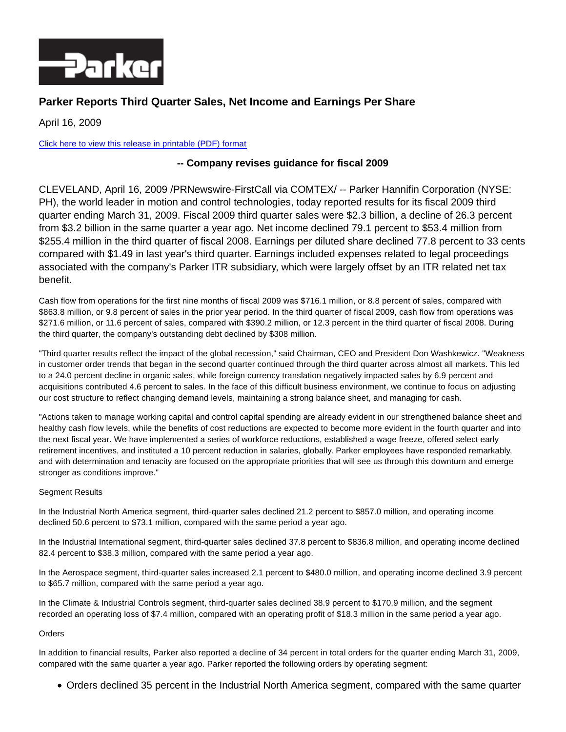# Parker Reports Third Quarter Sales, Net Income and Earnings Per Share

April 16, 2009

[Click here to view this release in printable (PDF) format]

**-- Company revises guidance for fiscal 2009**

CLEVELAND, April 16, 2009 /PRNewswire-FirstCall via COMTEX/ -- Parker Hannifin Corporation (NYSE: PH), the world leader in motion and control technologies, today reported results for its fiscal 2009 third quarter ending March 31, 2009. Fiscal 2009 third quarter sales were $2.3 billion, a decline of 26.3 percent from $3.2 billion in the same quarter a year ago. Net income declined 79.1 percent to $53.4 million from $255.4 million in the third quarter of fiscal 2008. Earnings per diluted share declined 77.8 percent to 33 cents compared with $1.49 in last year's third quarter. Earnings included expenses related to legal proceedings associated with the company's Parker ITR subsidiary, which were largely offset by an ITR related net tax benefit.

Cash flow from operations for the first nine months of fiscal 2009 was $716.1 million, or 8.8 percent of sales, compared with $863.8 million, or 9.8 percent of sales in the prior year period. In the third quarter of fiscal 2009, cash flow from operations was $271.6 million, or 11.6 percent of sales, compared with $390.2 million, or 12.3 percent in the third quarter of fiscal 2008. During the third quarter, the company's outstanding debt declined by $308 million.

"Third quarter results reflect the impact of the global recession," said Chairman, CEO and President Don Washkewicz. "Weakness in customer order trends that began in the second quarter continued through the third quarter across almost all markets. This led to a 24.0 percent decline in organic sales, while foreign currency translation negatively impacted sales by 6.9 percent and acquisitions contributed 4.6 percent to sales. In the face of this difficult business environment, we continue to focus on adjusting our cost structure to reflect changing demand levels, maintaining a strong balance sheet, and managing for cash.

"Actions taken to manage working capital and control capital spending are already evident in our strengthened balance sheet and healthy cash flow levels, while the benefits of cost reductions are expected to become more evident in the fourth quarter and into the next fiscal year. We have implemented a series of workforce reductions, established a wage freeze, offered select early retirement incentives, and instituted a 10 percent reduction in salaries, globally. Parker employees have responded remarkably, and with determination and tenacity are focused on the appropriate priorities that will see us through this downturn and emerge stronger as conditions improve."

Segment Results

In the Industrial North America segment, third-quarter sales declined 21.2 percent to $857.0 million, and operating income declined 50.6 percent to $73.1 million, compared with the same period a year ago.

In the Industrial International segment, third-quarter sales declined 37.8 percent to $836.8 million, and operating income declined 82.4 percent to $38.3 million, compared with the same period a year ago.

In the Aerospace segment, third-quarter sales increased 2.1 percent to $480.0 million, and operating income declined 3.9 percent to $65.7 million, compared with the same period a year ago.

In the Climate & Industrial Controls segment, third-quarter sales declined 38.9 percent to $170.9 million, and the segment recorded an operating loss of $7.4 million, compared with an operating profit of $18.3 million in the same period a year ago.

Orders

In addition to financial results, Parker also reported a decline of 34 percent in total orders for the quarter ending March 31, 2009, compared with the same quarter a year ago. Parker reported the following orders by operating segment:

- Orders declined 35 percent in the Industrial North America segment, compared with the same quarter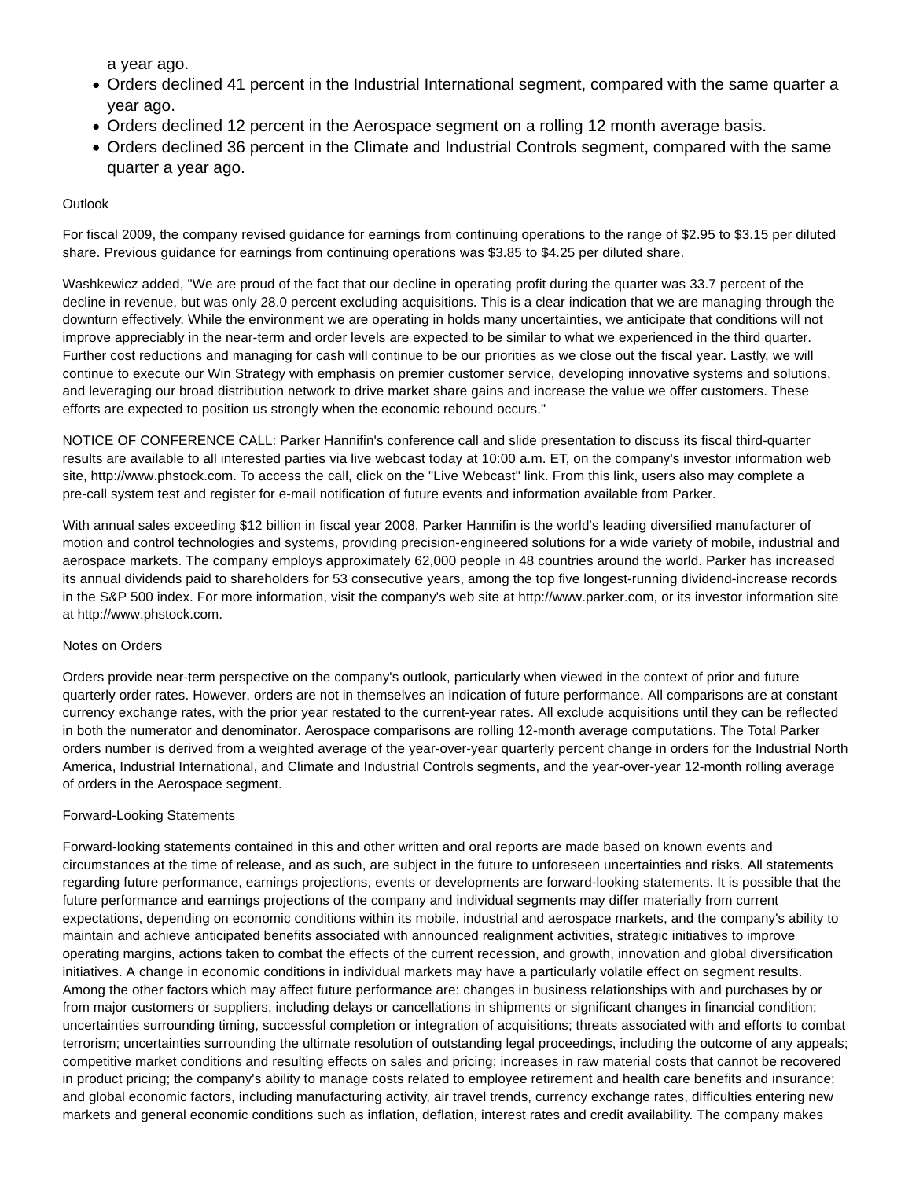a year ago.

- Orders declined 41 percent in the Industrial International segment, compared with the same quarter a year ago.
- Orders declined 12 percent in the Aerospace segment on a rolling 12 month average basis.
- Orders declined 36 percent in the Climate and Industrial Controls segment, compared with the same quarter a year ago.

Outlook

For fiscal 2009, the company revised guidance for earnings from continuing operations to the range of $2.95 to $3.15 per diluted share. Previous guidance for earnings from continuing operations was $3.85 to $4.25 per diluted share.

Washkewicz added, "We are proud of the fact that our decline in operating profit during the quarter was 33.7 percent of the decline in revenue, but was only 28.0 percent excluding acquisitions. This is a clear indication that we are managing through the downturn effectively. While the environment we are operating in holds many uncertainties, we anticipate that conditions will not improve appreciably in the near-term and order levels are expected to be similar to what we experienced in the third quarter. Further cost reductions and managing for cash will continue to be our priorities as we close out the fiscal year. Lastly, we will continue to execute our Win Strategy with emphasis on premier customer service, developing innovative systems and solutions, and leveraging our broad distribution network to drive market share gains and increase the value we offer customers. These efforts are expected to position us strongly when the economic rebound occurs."

NOTICE OF CONFERENCE CALL: Parker Hannifin's conference call and slide presentation to discuss its fiscal third-quarter results are available to all interested parties via live webcast today at 10:00 a.m. ET, on the company's investor information web site, http://www.phstock.com. To access the call, click on the "Live Webcast" link. From this link, users also may complete a pre-call system test and register for e-mail notification of future events and information available from Parker.

With annual sales exceeding $12 billion in fiscal year 2008, Parker Hannifin is the world's leading diversified manufacturer of motion and control technologies and systems, providing precision-engineered solutions for a wide variety of mobile, industrial and aerospace markets. The company employs approximately 62,000 people in 48 countries around the world. Parker has increased its annual dividends paid to shareholders for 53 consecutive years, among the top five longest-running dividend-increase records in the S&P 500 index. For more information, visit the company's web site at http://www.parker.com, or its investor information site at http://www.phstock.com.

Notes on Orders

Orders provide near-term perspective on the company's outlook, particularly when viewed in the context of prior and future quarterly order rates. However, orders are not in themselves an indication of future performance. All comparisons are at constant currency exchange rates, with the prior year restated to the current-year rates. All exclude acquisitions until they can be reflected in both the numerator and denominator. Aerospace comparisons are rolling 12-month average computations. The Total Parker orders number is derived from a weighted average of the year-over-year quarterly percent change in orders for the Industrial North America, Industrial International, and Climate and Industrial Controls segments, and the year-over-year 12-month rolling average of orders in the Aerospace segment.

Forward-Looking Statements

Forward-looking statements contained in this and other written and oral reports are made based on known events and circumstances at the time of release, and as such, are subject in the future to unforeseen uncertainties and risks. All statements regarding future performance, earnings projections, events or developments are forward-looking statements. It is possible that the future performance and earnings projections of the company and individual segments may differ materially from current expectations, depending on economic conditions within its mobile, industrial and aerospace markets, and the company's ability to maintain and achieve anticipated benefits associated with announced realignment activities, strategic initiatives to improve operating margins, actions taken to combat the effects of the current recession, and growth, innovation and global diversification initiatives. A change in economic conditions in individual markets may have a particularly volatile effect on segment results. Among the other factors which may affect future performance are: changes in business relationships with and purchases by or from major customers or suppliers, including delays or cancellations in shipments or significant changes in financial condition; uncertainties surrounding timing, successful completion or integration of acquisitions; threats associated with and efforts to combat terrorism; uncertainties surrounding the ultimate resolution of outstanding legal proceedings, including the outcome of any appeals; competitive market conditions and resulting effects on sales and pricing; increases in raw material costs that cannot be recovered in product pricing; the company's ability to manage costs related to employee retirement and health care benefits and insurance; and global economic factors, including manufacturing activity, air travel trends, currency exchange rates, difficulties entering new markets and general economic conditions such as inflation, deflation, interest rates and credit availability. The company makes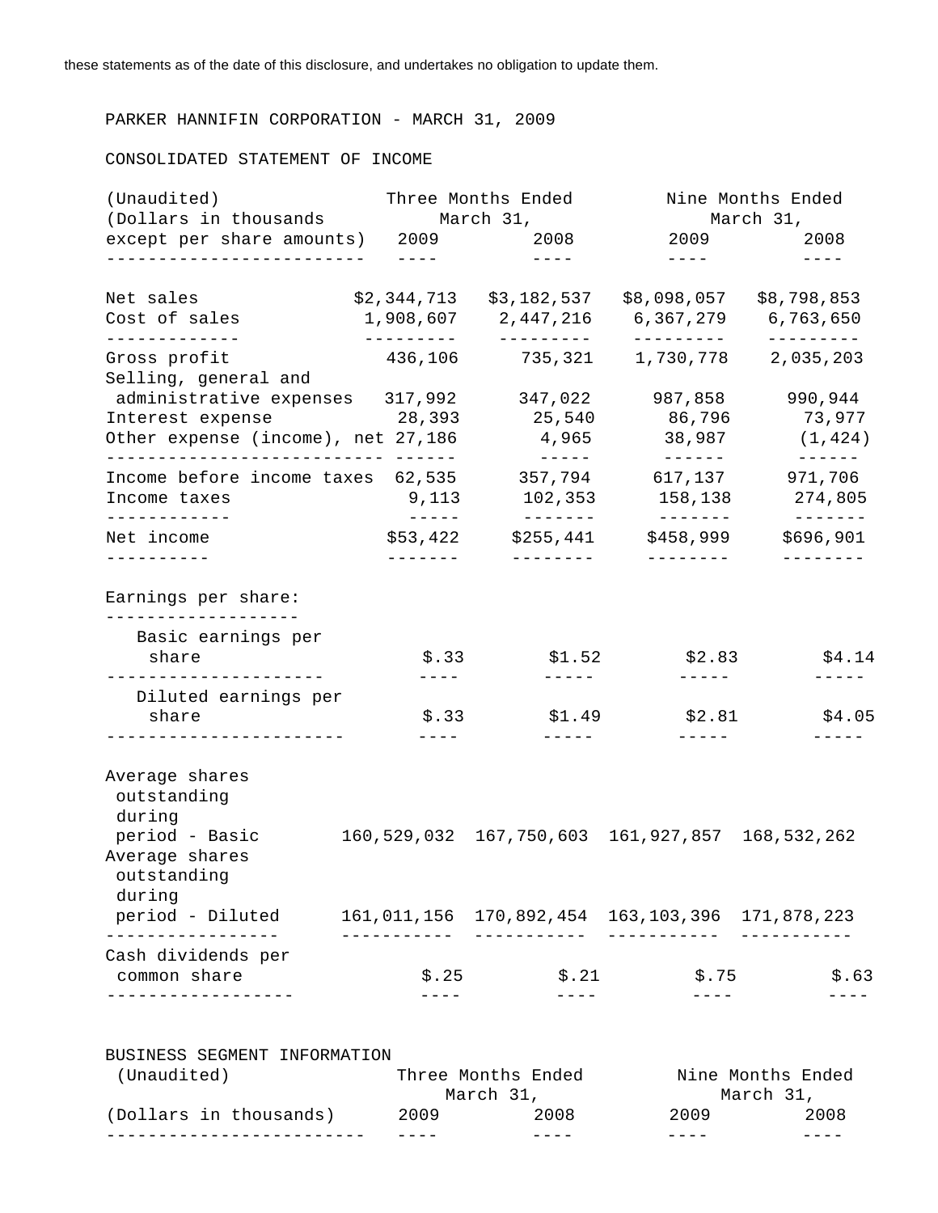these statements as of the date of this disclosure, and undertakes no obligation to update them.

PARKER HANNIFIN CORPORATION - MARCH 31, 2009

CONSOLIDATED STATEMENT OF INCOME

| (Unaudited) (Dollars in thousands except per share amounts) | Three Months Ended March 31, 2009 | Three Months Ended March 31, 2008 | Nine Months Ended March 31, 2009 | Nine Months Ended March 31, 2008 |
|---|---|---|---|---|
| Net sales | $2,344,713 | $3,182,537 | $8,098,057 | $8,798,853 |
| Cost of sales | 1,908,607 | 2,447,216 | 6,367,279 | 6,763,650 |
| Gross profit | 436,106 | 735,321 | 1,730,778 | 2,035,203 |
| Selling, general and administrative expenses | 317,992 | 347,022 | 987,858 | 990,944 |
| Interest expense | 28,393 | 25,540 | 86,796 | 73,977 |
| Other expense (income), net | 27,186 | 4,965 | 38,987 | (1,424) |
| Income before income taxes | 62,535 | 357,794 | 617,137 | 971,706 |
| Income taxes | 9,113 | 102,353 | 158,138 | 274,805 |
| Net income | $53,422 | $255,441 | $458,999 | $696,901 |
| Earnings per share: | | | | |
| Basic earnings per share | $.33 | $1.52 | $2.83 | $4.14 |
| Diluted earnings per share | $.33 | $1.49 | $2.81 | $4.05 |
| Average shares outstanding during period - Basic | 160,529,032 | 167,750,603 | 161,927,857 | 168,532,262 |
| Average shares outstanding during period - Diluted | 161,011,156 | 170,892,454 | 163,103,396 | 171,878,223 |
| Cash dividends per common share | $.25 | $.21 | $.75 | $.63 |

BUSINESS SEGMENT INFORMATION

| (Unaudited) (Dollars in thousands) | Three Months Ended March 31, 2009 | Three Months Ended March 31, 2008 | Nine Months Ended March 31, 2009 | Nine Months Ended March 31, 2008 |
|---|---|---|---|---|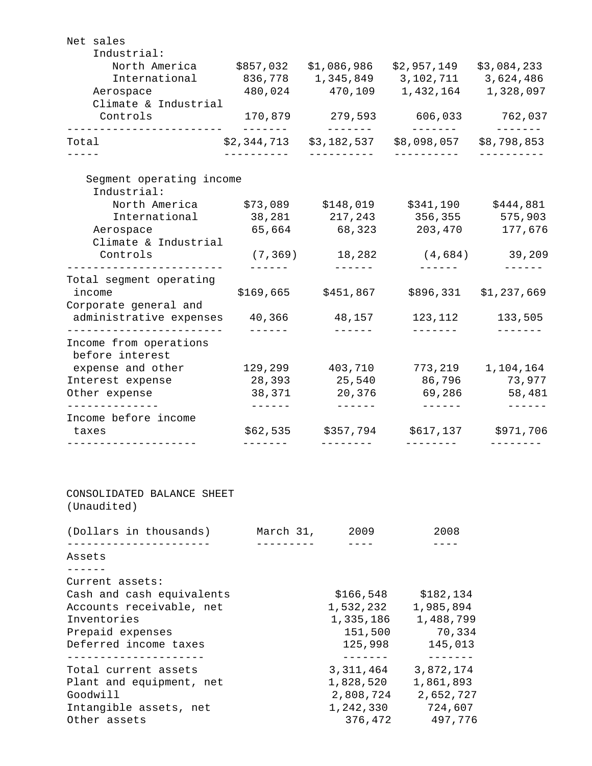| | | | | |
|---|---|---|---|---|
| Net sales | | | | |
| Industrial: | | | | |
| North America | $857,032 | $1,086,986 | $2,957,149 | $3,084,233 |
| International | 836,778 | 1,345,849 | 3,102,711 | 3,624,486 |
| Aerospace | 480,024 | 470,109 | 1,432,164 | 1,328,097 |
| Climate & Industrial Controls | 170,879 | 279,593 | 606,033 | 762,037 |
| Total | $2,344,713 | $3,182,537 | $8,098,057 | $8,798,853 |
| Segment operating income | | | | |
| Industrial: | | | | |
| North America | $73,089 | $148,019 | $341,190 | $444,881 |
| International | 38,281 | 217,243 | 356,355 | 575,903 |
| Aerospace | 65,664 | 68,323 | 203,470 | 177,676 |
| Climate & Industrial Controls | (7,369) | 18,282 | (4,684) | 39,209 |
| Total segment operating income | $169,665 | $451,867 | $896,331 | $1,237,669 |
| Corporate general and administrative expenses | 40,366 | 48,157 | 123,112 | 133,505 |
| Income from operations before interest expense and other | 129,299 | 403,710 | 773,219 | 1,104,164 |
| Interest expense | 28,393 | 25,540 | 86,796 | 73,977 |
| Other expense | 38,371 | 20,376 | 69,286 | 58,481 |
| Income before income taxes | $62,535 | $357,794 | $617,137 | $971,706 |

CONSOLIDATED BALANCE SHEET
(Unaudited)

| (Dollars in thousands) March 31, | 2009 | 2008 |
|---|---|---|
| **Assets** | | |
| Current assets: | | |
| Cash and cash equivalents | $166,548 | $182,134 |
| Accounts receivable, net | 1,532,232 | 1,985,894 |
| Inventories | 1,335,186 | 1,488,799 |
| Prepaid expenses | 151,500 | 70,334 |
| Deferred income taxes | 125,998 | 145,013 |
| Total current assets | 3,311,464 | 3,872,174 |
| Plant and equipment, net | 1,828,520 | 1,861,893 |
| Goodwill | 2,808,724 | 2,652,727 |
| Intangible assets, net | 1,242,330 | 724,607 |
| Other assets | 376,472 | 497,776 |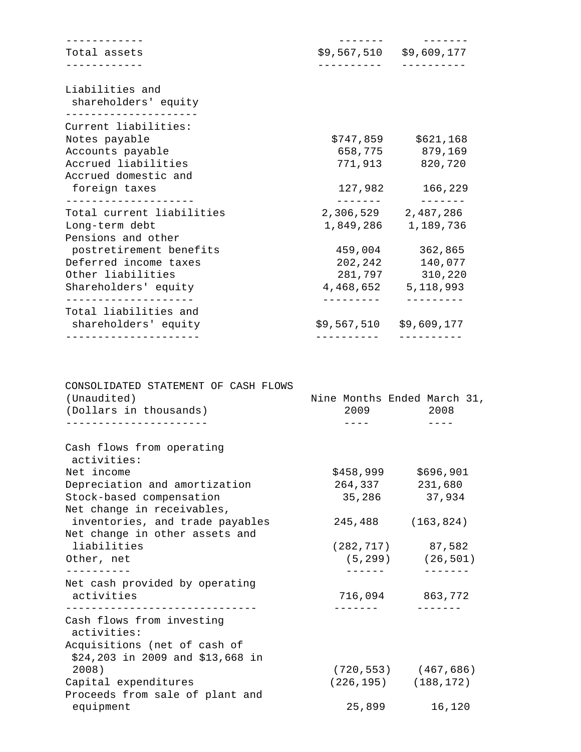| | | |
|---|---|---|
| Total assets | $9,567,510 | $9,609,177 |

| Liabilities and shareholders' equity | | |
|---|---|---|
| Current liabilities: | | |
| Notes payable | $747,859 | $621,168 |
| Accounts payable | 658,775 | 879,169 |
| Accrued liabilities | 771,913 | 820,720 |
| Accrued domestic and foreign taxes | 127,982 | 166,229 |
| Total current liabilities | 2,306,529 | 2,487,286 |
| Long-term debt | 1,849,286 | 1,189,736 |
| Pensions and other postretirement benefits | 459,004 | 362,865 |
| Deferred income taxes | 202,242 | 140,077 |
| Other liabilities | 281,797 | 310,220 |
| Shareholders' equity | 4,468,652 | 5,118,993 |
| Total liabilities and shareholders' equity | $9,567,510 | $9,609,177 |

CONSOLIDATED STATEMENT OF CASH FLOWS
(Unaudited)
(Dollars in thousands)

| | Nine Months Ended March 31, | |
|---|---|---|
| | 2009 | 2008 |
| Cash flows from operating activities: | | |
| Net income | $458,999 | $696,901 |
| Depreciation and amortization | 264,337 | 231,680 |
| Stock-based compensation | 35,286 | 37,934 |
| Net change in receivables, inventories, and trade payables | 245,488 | (163,824) |
| Net change in other assets and liabilities | (282,717) | 87,582 |
| Other, net | (5,299) | (26,501) |
| Net cash provided by operating activities | 716,094 | 863,772 |
| Cash flows from investing activities: | | |
| Acquisitions (net of cash of $24,203 in 2009 and $13,668 in 2008) | (720,553) | (467,686) |
| Capital expenditures | (226,195) | (188,172) |
| Proceeds from sale of plant and equipment | 25,899 | 16,120 |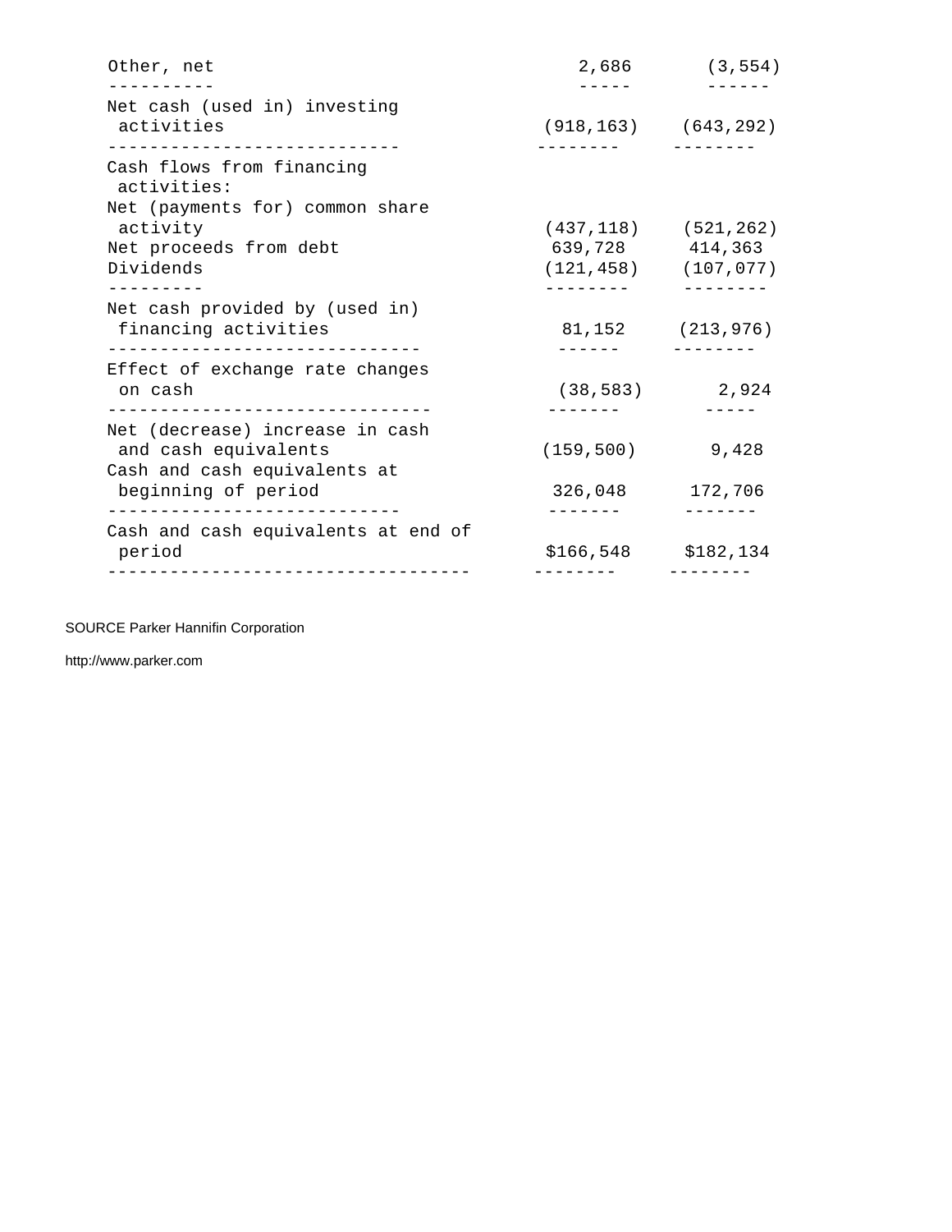| | | |
|---|---|---|
| Other, net | 2,686 | (3,554) |
| Net cash (used in) investing activities | (918,163) | (643,292) |
| Cash flows from financing activities: | | |
| Net (payments for) common share activity | (437,118) | (521,262) |
| Net proceeds from debt | 639,728 | 414,363 |
| Dividends | (121,458) | (107,077) |
| Net cash provided by (used in) financing activities | 81,152 | (213,976) |
| Effect of exchange rate changes on cash | (38,583) | 2,924 |
| Net (decrease) increase in cash and cash equivalents | (159,500) | 9,428 |
| Cash and cash equivalents at beginning of period | 326,048 | 172,706 |
| Cash and cash equivalents at end of period | $166,548 | $182,134 |

SOURCE Parker Hannifin Corporation

http://www.parker.com